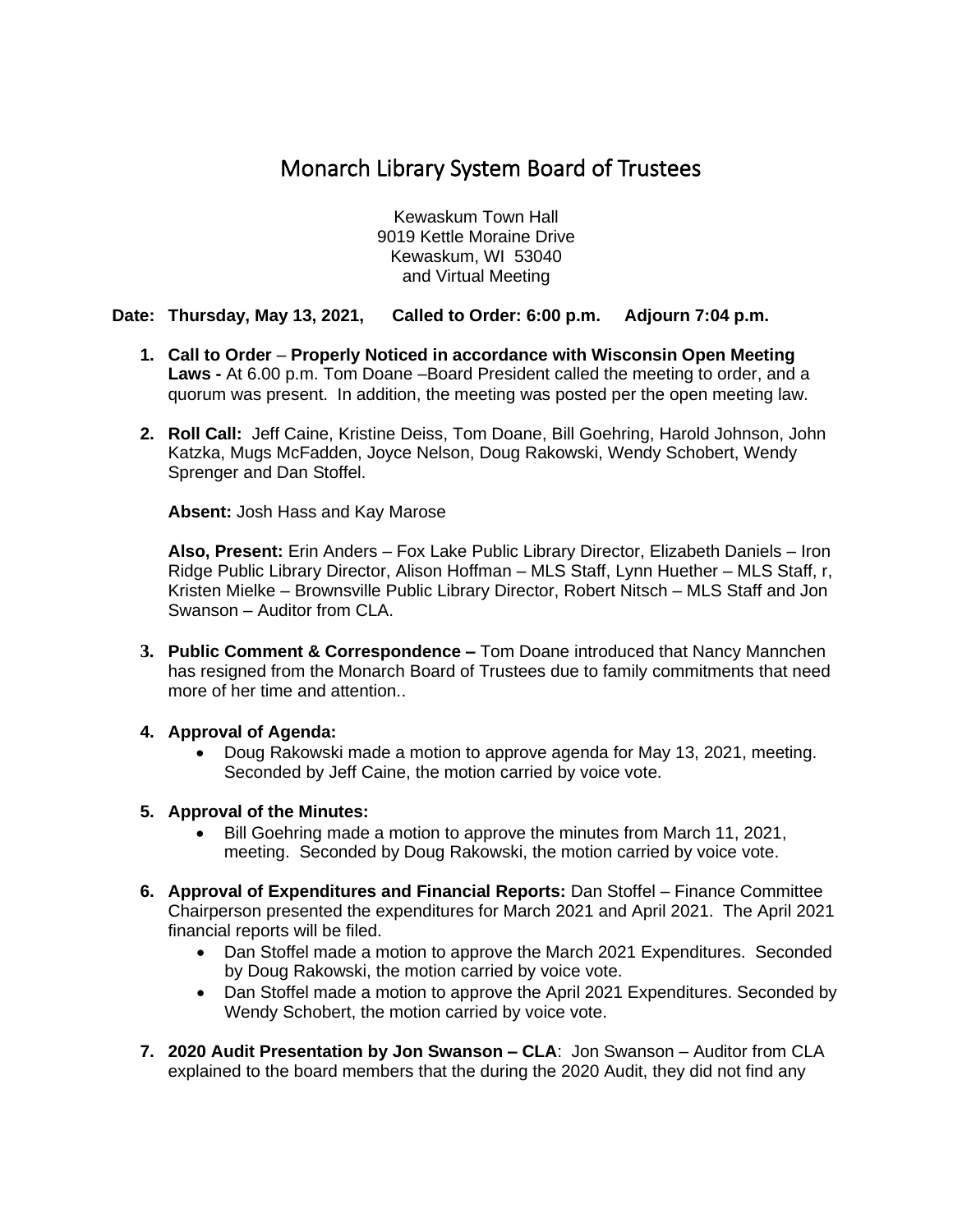# Monarch Library System Board of Trustees

Kewaskum Town Hall
9019 Kettle Moraine Drive
Kewaskum, WI 53040
and Virtual Meeting

**Date: Thursday, May 13, 2021, Called to Order: 6:00 p.m. Adjourn 7:04 p.m.**

1. **Call to Order** – **Properly Noticed in accordance with Wisconsin Open Meeting Laws -** At 6.00 p.m. Tom Doane –Board President called the meeting to order, and a quorum was present. In addition, the meeting was posted per the open meeting law.

2. **Roll Call:** Jeff Caine, Kristine Deiss, Tom Doane, Bill Goehring, Harold Johnson, John Katzka, Mugs McFadden, Joyce Nelson, Doug Rakowski, Wendy Schobert, Wendy Sprenger and Dan Stoffel.

   **Absent:** Josh Hass and Kay Marose

   **Also, Present:** Erin Anders – Fox Lake Public Library Director, Elizabeth Daniels – Iron Ridge Public Library Director, Alison Hoffman – MLS Staff, Lynn Huether – MLS Staff, r, Kristen Mielke – Brownsville Public Library Director, Robert Nitsch – MLS Staff and Jon Swanson – Auditor from CLA.

3. **Public Comment & Correspondence –** Tom Doane introduced that Nancy Mannchen has resigned from the Monarch Board of Trustees due to family commitments that need more of her time and attention..

4. **Approval of Agenda:**
   - Doug Rakowski made a motion to approve agenda for May 13, 2021, meeting. Seconded by Jeff Caine, the motion carried by voice vote.

5. **Approval of the Minutes:**
   - Bill Goehring made a motion to approve the minutes from March 11, 2021, meeting. Seconded by Doug Rakowski, the motion carried by voice vote.

6. **Approval of Expenditures and Financial Reports:** Dan Stoffel – Finance Committee Chairperson presented the expenditures for March 2021 and April 2021. The April 2021 financial reports will be filed.
   - Dan Stoffel made a motion to approve the March 2021 Expenditures. Seconded by Doug Rakowski, the motion carried by voice vote.
   - Dan Stoffel made a motion to approve the April 2021 Expenditures. Seconded by Wendy Schobert, the motion carried by voice vote.

7. **2020 Audit Presentation by Jon Swanson – CLA**: Jon Swanson – Auditor from CLA explained to the board members that the during the 2020 Audit, they did not find any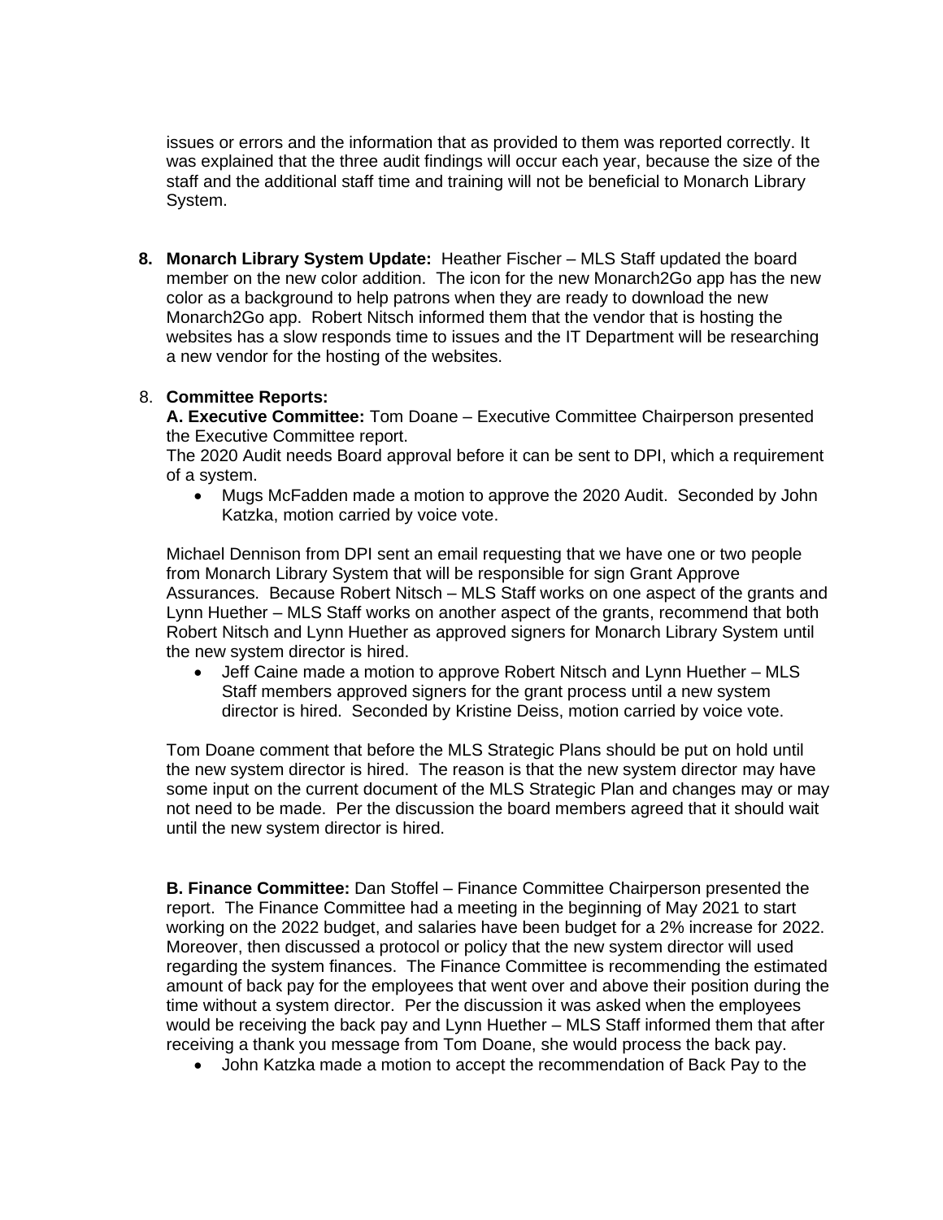issues or errors and the information that as provided to them was reported correctly. It was explained that the three audit findings will occur each year, because the size of the staff and the additional staff time and training will not be beneficial to Monarch Library System.

**8. Monarch Library System Update:** Heather Fischer – MLS Staff updated the board member on the new color addition. The icon for the new Monarch2Go app has the new color as a background to help patrons when they are ready to download the new Monarch2Go app. Robert Nitsch informed them that the vendor that is hosting the websites has a slow responds time to issues and the IT Department will be researching a new vendor for the hosting of the websites.

8. **Committee Reports:**

**A. Executive Committee:** Tom Doane – Executive Committee Chairperson presented the Executive Committee report.

The 2020 Audit needs Board approval before it can be sent to DPI, which a requirement of a system.

- Mugs McFadden made a motion to approve the 2020 Audit. Seconded by John Katzka, motion carried by voice vote.

Michael Dennison from DPI sent an email requesting that we have one or two people from Monarch Library System that will be responsible for sign Grant Approve Assurances. Because Robert Nitsch – MLS Staff works on one aspect of the grants and Lynn Huether – MLS Staff works on another aspect of the grants, recommend that both Robert Nitsch and Lynn Huether as approved signers for Monarch Library System until the new system director is hired.

- Jeff Caine made a motion to approve Robert Nitsch and Lynn Huether – MLS Staff members approved signers for the grant process until a new system director is hired. Seconded by Kristine Deiss, motion carried by voice vote.

Tom Doane comment that before the MLS Strategic Plans should be put on hold until the new system director is hired. The reason is that the new system director may have some input on the current document of the MLS Strategic Plan and changes may or may not need to be made. Per the discussion the board members agreed that it should wait until the new system director is hired.

**B. Finance Committee:** Dan Stoffel – Finance Committee Chairperson presented the report. The Finance Committee had a meeting in the beginning of May 2021 to start working on the 2022 budget, and salaries have been budget for a 2% increase for 2022. Moreover, then discussed a protocol or policy that the new system director will used regarding the system finances. The Finance Committee is recommending the estimated amount of back pay for the employees that went over and above their position during the time without a system director. Per the discussion it was asked when the employees would be receiving the back pay and Lynn Huether – MLS Staff informed them that after receiving a thank you message from Tom Doane, she would process the back pay.

- John Katzka made a motion to accept the recommendation of Back Pay to the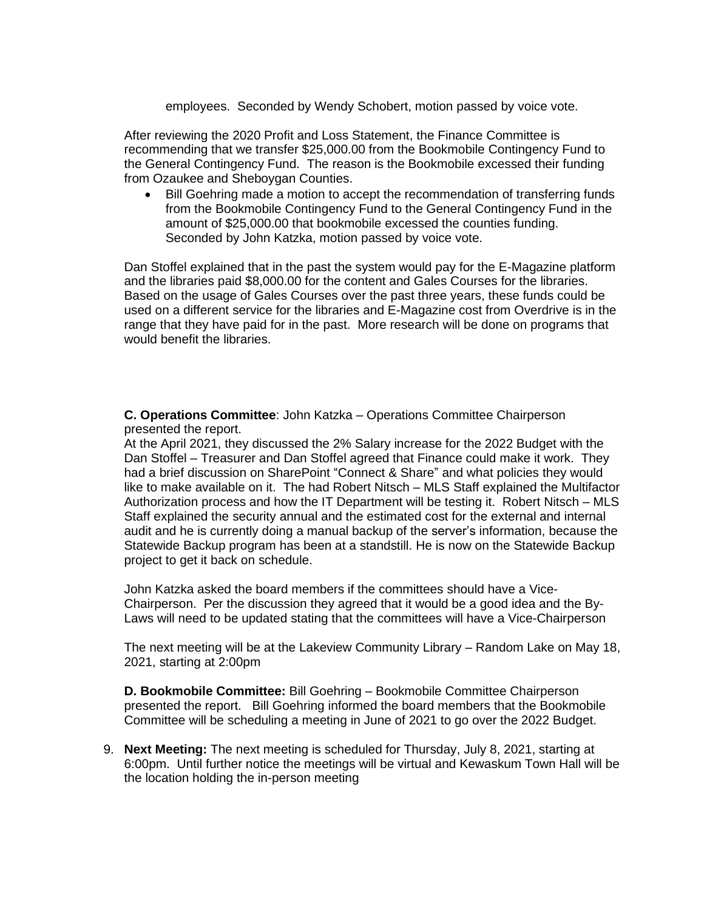employees. Seconded by Wendy Schobert, motion passed by voice vote.

After reviewing the 2020 Profit and Loss Statement, the Finance Committee is recommending that we transfer $25,000.00 from the Bookmobile Contingency Fund to the General Contingency Fund. The reason is the Bookmobile excessed their funding from Ozaukee and Sheboygan Counties.

- Bill Goehring made a motion to accept the recommendation of transferring funds from the Bookmobile Contingency Fund to the General Contingency Fund in the amount of $25,000.00 that bookmobile excessed the counties funding. Seconded by John Katzka, motion passed by voice vote.

Dan Stoffel explained that in the past the system would pay for the E-Magazine platform and the libraries paid $8,000.00 for the content and Gales Courses for the libraries. Based on the usage of Gales Courses over the past three years, these funds could be used on a different service for the libraries and E-Magazine cost from Overdrive is in the range that they have paid for in the past. More research will be done on programs that would benefit the libraries.

**C. Operations Committee**: John Katzka – Operations Committee Chairperson presented the report.
At the April 2021, they discussed the 2% Salary increase for the 2022 Budget with the Dan Stoffel – Treasurer and Dan Stoffel agreed that Finance could make it work. They had a brief discussion on SharePoint "Connect & Share" and what policies they would like to make available on it. The had Robert Nitsch – MLS Staff explained the Multifactor Authorization process and how the IT Department will be testing it. Robert Nitsch – MLS Staff explained the security annual and the estimated cost for the external and internal audit and he is currently doing a manual backup of the server's information, because the Statewide Backup program has been at a standstill. He is now on the Statewide Backup project to get it back on schedule.

John Katzka asked the board members if the committees should have a Vice-Chairperson. Per the discussion they agreed that it would be a good idea and the By-Laws will need to be updated stating that the committees will have a Vice-Chairperson

The next meeting will be at the Lakeview Community Library – Random Lake on May 18, 2021, starting at 2:00pm

**D. Bookmobile Committee:** Bill Goehring – Bookmobile Committee Chairperson presented the report. Bill Goehring informed the board members that the Bookmobile Committee will be scheduling a meeting in June of 2021 to go over the 2022 Budget.

9. **Next Meeting:** The next meeting is scheduled for Thursday, July 8, 2021, starting at 6:00pm. Until further notice the meetings will be virtual and Kewaskum Town Hall will be the location holding the in-person meeting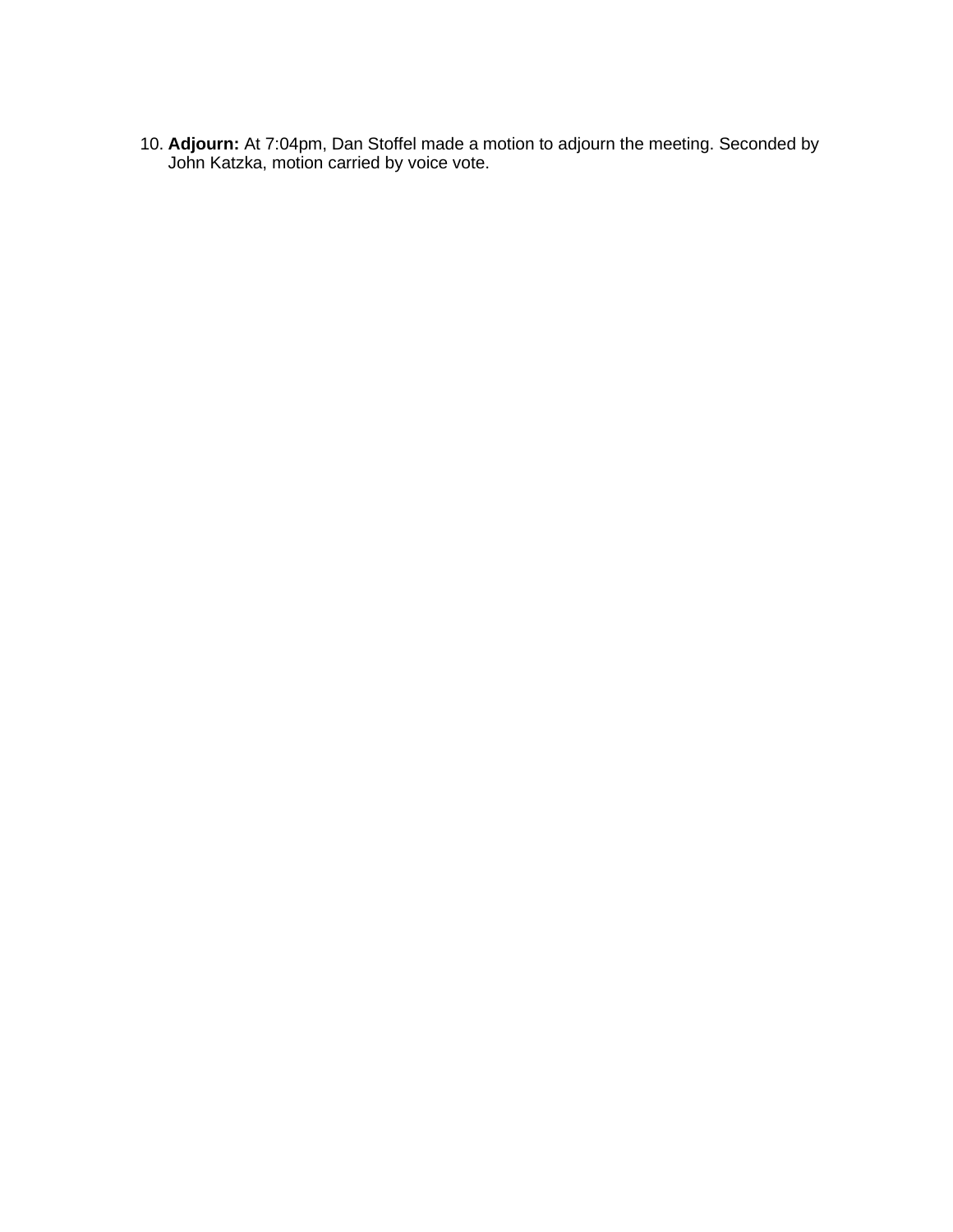10. **Adjourn:** At 7:04pm, Dan Stoffel made a motion to adjourn the meeting. Seconded by John Katzka, motion carried by voice vote.